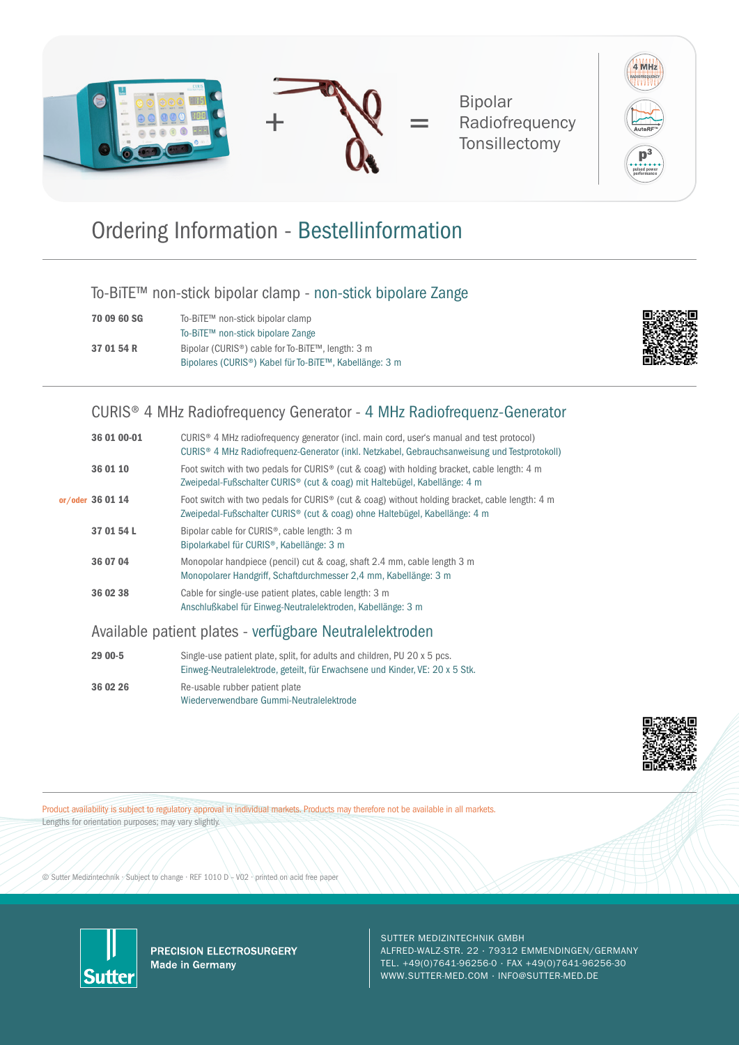Bipolar Radiofrequency Tonsillectomy

# Ordering Information - Bestellinformation

## To-BiTE™ non-stick bipolar clamp - non-stick bipolare Zange

| | |
|---|---|
| **70 09 60 SG** | To-BiTE™ non-stick bipolar clamp<br>To-BiTE™ non-stick bipolare Zange |
| **37 01 54 R** | Bipolar (CURIS®) cable for To-BiTE™, length: 3 m<br>Bipolares (CURIS®) Kabel für To-BiTE™, Kabellänge: 3 m |

## CURIS® 4 MHz Radiofrequency Generator - 4 MHz Radiofrequenz-Generator

| | |
|---|---|
| **36 01 00-01** | CURIS® 4 MHz radiofrequency generator (incl. main cord, user's manual and test protocol)<br>CURIS® 4 MHz Radiofrequenz-Generator (inkl. Netzkabel, Gebrauchsanweisung und Testprotokoll) |
| **36 01 10** | Foot switch with two pedals for CURIS® (cut & coag) with holding bracket, cable length: 4 m<br>Zweipedal-Fußschalter CURIS® (cut & coag) mit Haltebügel, Kabellänge: 4 m |
| or/oder **36 01 14** | Foot switch with two pedals for CURIS® (cut & coag) without holding bracket, cable length: 4 m<br>Zweipedal-Fußschalter CURIS® (cut & coag) ohne Haltebügel, Kabellänge: 4 m |
| **37 01 54 L** | Bipolar cable for CURIS®, cable length: 3 m<br>Bipolarkabel für CURIS®, Kabellänge: 3 m |
| **36 07 04** | Monopolar handpiece (pencil) cut & coag, shaft 2.4 mm, cable length 3 m<br>Monopolarer Handgriff, Schaftdurchmesser 2,4 mm, Kabellänge: 3 m |
| **36 02 38** | Cable for single-use patient plates, cable length: 3 m<br>Anschlußkabel für Einweg-Neutralelektroden, Kabellänge: 3 m |

## Available patient plates - verfügbare Neutralelektroden

| | |
|---|---|
| **29 00-5** | Single-use patient plate, split, for adults and children, PU 20 x 5 pcs.<br>Einweg-Neutralelektrode, geteilt, für Erwachsene und Kinder, VE: 20 x 5 Stk. |
| **36 02 26** | Re-usable rubber patient plate<br>Wiederverwendbare Gummi-Neutralelektrode |

Product availability is subject to regulatory approval in individual markets. Products may therefore not be available in all markets.
Lengths for orientation purposes; may vary slightly.

© Sutter Medizintechnik · Subject to change · REF 1010 D – V02 · printed on acid free paper

**PRECISION ELECTROSURGERY**
**Made in Germany**

SUTTER MEDIZINTECHNIK GMBH
ALFRED-WALZ-STR. 22 · 79312 EMMENDINGEN/GERMANY
TEL. +49(0)7641-96256-0 · FAX +49(0)7641-96256-30
WWW.SUTTER-MED.COM · INFO@SUTTER-MED.DE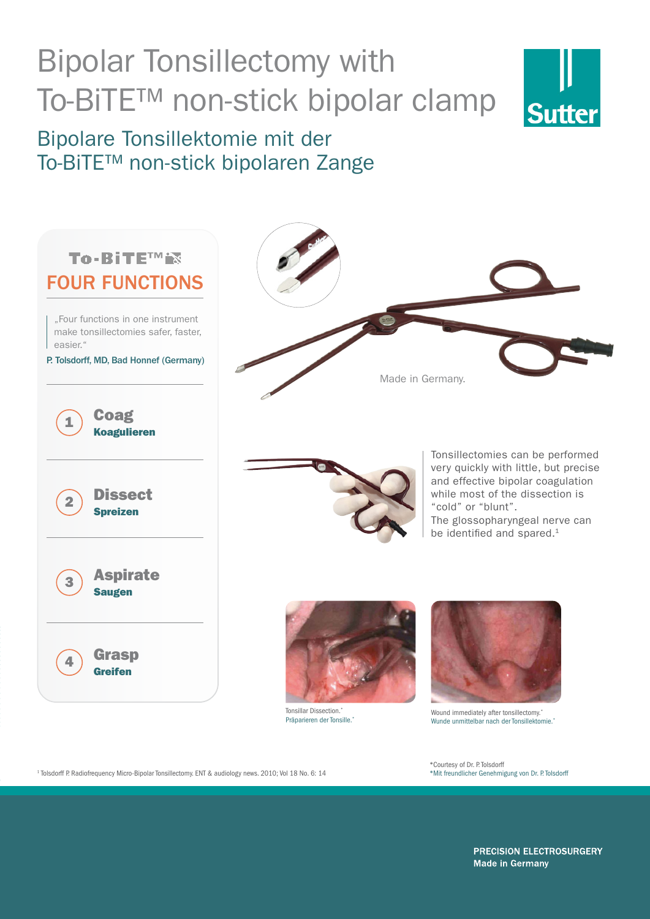# Bipolar Tonsillectomy with To-BiTE™ non-stick bipolar clamp

## Bipolare Tonsillektomie mit der To-BiTE™ non-stick bipolaren Zange

### To-BiTE™ FOUR FUNCTIONS

„Four functions in one instrument make tonsillectomies safer, faster, easier."

P. Tolsdorff, MD, Bad Honnef (Germany)

1. **Coag**
   **Koagulieren**
2. **Dissect**
   **Spreizen**
3. **Aspirate**
   **Saugen**
4. **Grasp**
   **Greifen**

Made in Germany.

Tonsillectomies can be performed very quickly with little, but precise and effective bipolar coagulation while most of the dissection is "cold" or "blunt". The glossopharyngeal nerve can be identified and spared.[1]

Tonsillar Dissection.*
Präparieren der Tonsille.*

Wound immediately after tonsillectomy.*
Wunde unmittelbar nach der Tonsillektomie.*

[1] Tolsdorff P. Radiofrequency Micro-Bipolar Tonsillectomy. ENT & audiology news. 2010; Vol 18 No. 6: 14

*Courtesy of Dr. P. Tolsdorff
*Mit freundlicher Genehmigung von Dr. P. Tolsdorff

**PRECISION ELECTROSURGERY**
**Made in Germany**